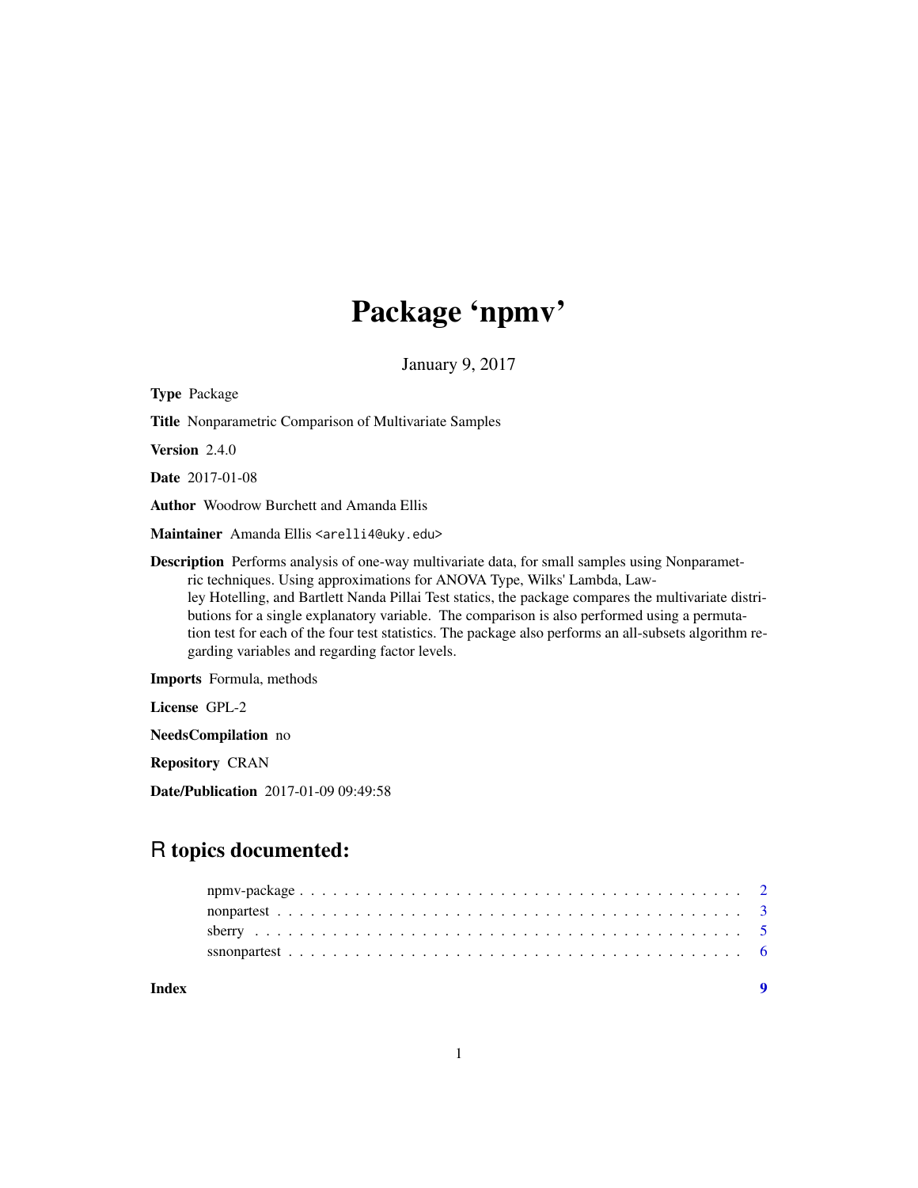# Package 'npmv'

January 9, 2017

**Type** Package

**Title** Nonparametric Comparison of Multivariate Samples

**Version** 2.4.0

**Date** 2017-01-08

**Author** Woodrow Burchett and Amanda Ellis

**Maintainer** Amanda Ellis <arelli4@uky.edu>

**Description** Performs analysis of one-way multivariate data, for small samples using Nonparametric techniques. Using approximations for ANOVA Type, Wilks' Lambda, Lawley Hotelling, and Bartlett Nanda Pillai Test statics, the package compares the multivariate distributions for a single explanatory variable. The comparison is also performed using a permutation test for each of the four test statistics. The package also performs an all-subsets algorithm regarding variables and regarding factor levels.

**Imports** Formula, methods

**License** GPL-2

**NeedsCompilation** no

**Repository** CRAN

**Date/Publication** 2017-01-09 09:49:58

## R topics documented:

| | |
|---|---|
| npmv-package | 2 |
| nonpartest | 3 |
| sberry | 5 |
| ssnonpartest | 6 |
| **Index** | **9** |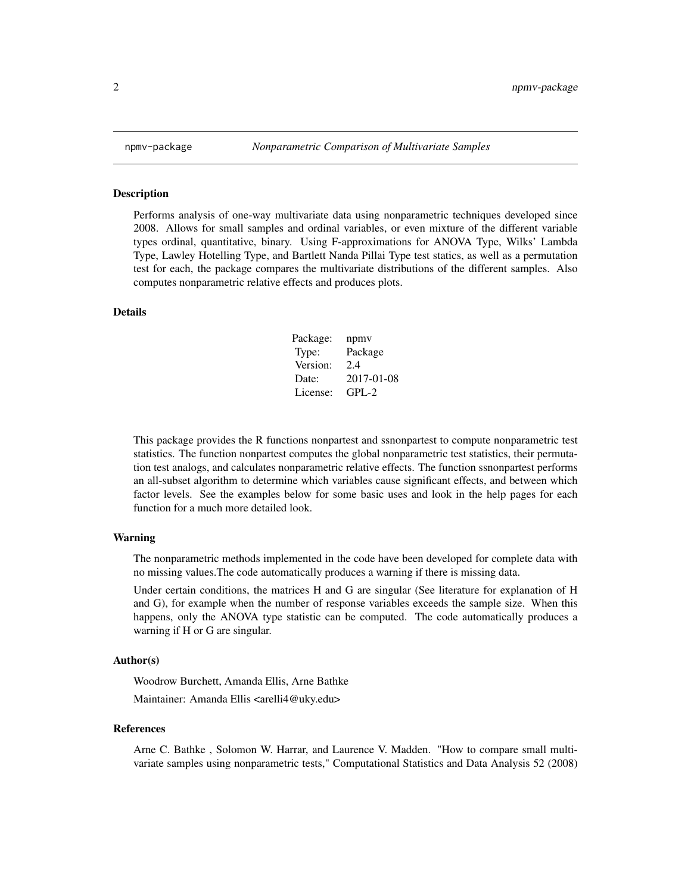npmv-package    *Nonparametric Comparison of Multivariate Samples*

### Description

Performs analysis of one-way multivariate data using nonparametric techniques developed since 2008. Allows for small samples and ordinal variables, or even mixture of the different variable types ordinal, quantitative, binary. Using F-approximations for ANOVA Type, Wilks' Lambda Type, Lawley Hotelling Type, and Bartlett Nanda Pillai Type test statics, as well as a permutation test for each, the package compares the multivariate distributions of the different samples. Also computes nonparametric relative effects and produces plots.

### Details

| | |
|---|---|
| Package: | npmv |
| Type: | Package |
| Version: | 2.4 |
| Date: | 2017-01-08 |
| License: | GPL-2 |

This package provides the R functions nonpartest and ssnonpartest to compute nonparametric test statistics. The function nonpartest computes the global nonparametric test statistics, their permutation test analogs, and calculates nonparametric relative effects. The function ssnonpartest performs an all-subset algorithm to determine which variables cause significant effects, and between which factor levels. See the examples below for some basic uses and look in the help pages for each function for a much more detailed look.

### Warning

The nonparametric methods implemented in the code have been developed for complete data with no missing values.The code automatically produces a warning if there is missing data.

Under certain conditions, the matrices H and G are singular (See literature for explanation of H and G), for example when the number of response variables exceeds the sample size. When this happens, only the ANOVA type statistic can be computed. The code automatically produces a warning if H or G are singular.

### Author(s)

Woodrow Burchett, Amanda Ellis, Arne Bathke

Maintainer: Amanda Ellis <arelli4@uky.edu>

### References

Arne C. Bathke , Solomon W. Harrar, and Laurence V. Madden. "How to compare small multivariate samples using nonparametric tests," Computational Statistics and Data Analysis 52 (2008)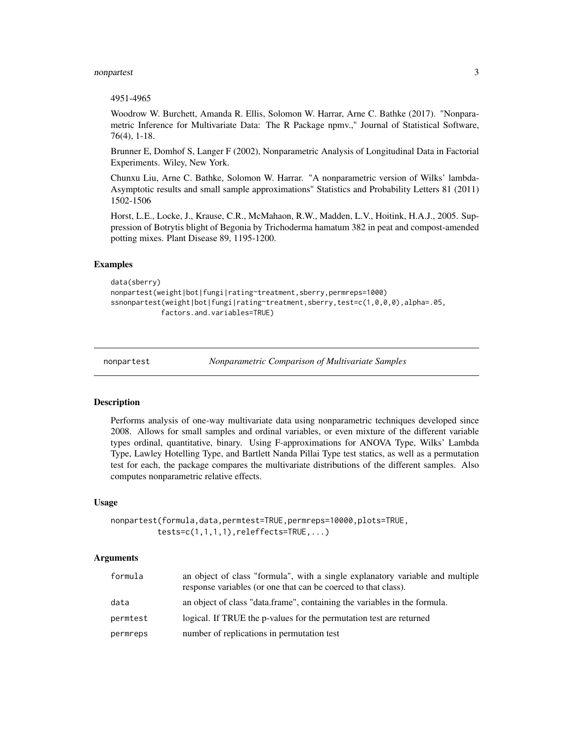4951-4965

Woodrow W. Burchett, Amanda R. Ellis, Solomon W. Harrar, Arne C. Bathke (2017). "Nonparametric Inference for Multivariate Data: The R Package npmv.," Journal of Statistical Software, 76(4), 1-18.

Brunner E, Domhof S, Langer F (2002), Nonparametric Analysis of Longitudinal Data in Factorial Experiments. Wiley, New York.

Chunxu Liu, Arne C. Bathke, Solomon W. Harrar. "A nonparametric version of Wilks' lambda-Asymptotic results and small sample approximations" Statistics and Probability Letters 81 (2011) 1502-1506

Horst, L.E., Locke, J., Krause, C.R., McMahaon, R.W., Madden, L.V., Hoitink, H.A.J., 2005. Suppression of Botrytis blight of Begonia by Trichoderma hamatum 382 in peat and compost-amended potting mixes. Plant Disease 89, 1195-1200.

### Examples

```
data(sberry)
nonpartest(weight|bot|fungi|rating~treatment,sberry,permreps=1000)
ssnonpartest(weight|bot|fungi|rating~treatment,sberry,test=c(1,0,0,0),alpha=.05,
            factors.and.variables=TRUE)
```

---

## nonpartest — *Nonparametric Comparison of Multivariate Samples*

### Description

Performs analysis of one-way multivariate data using nonparametric techniques developed since 2008. Allows for small samples and ordinal variables, or even mixture of the different variable types ordinal, quantitative, binary. Using F-approximations for ANOVA Type, Wilks' Lambda Type, Lawley Hotelling Type, and Bartlett Nanda Pillai Type test statics, as well as a permutation test for each, the package compares the multivariate distributions of the different samples. Also computes nonparametric relative effects.

### Usage

```
nonpartest(formula,data,permtest=TRUE,permreps=10000,plots=TRUE,
          tests=c(1,1,1,1),releffects=TRUE,...)
```

### Arguments

| | |
|---|---|
| formula | an object of class "formula", with a single explanatory variable and multiple response variables (or one that can be coerced to that class). |
| data | an object of class "data.frame", containing the variables in the formula. |
| permtest | logical. If TRUE the p-values for the permutation test are returned |
| permreps | number of replications in permutation test |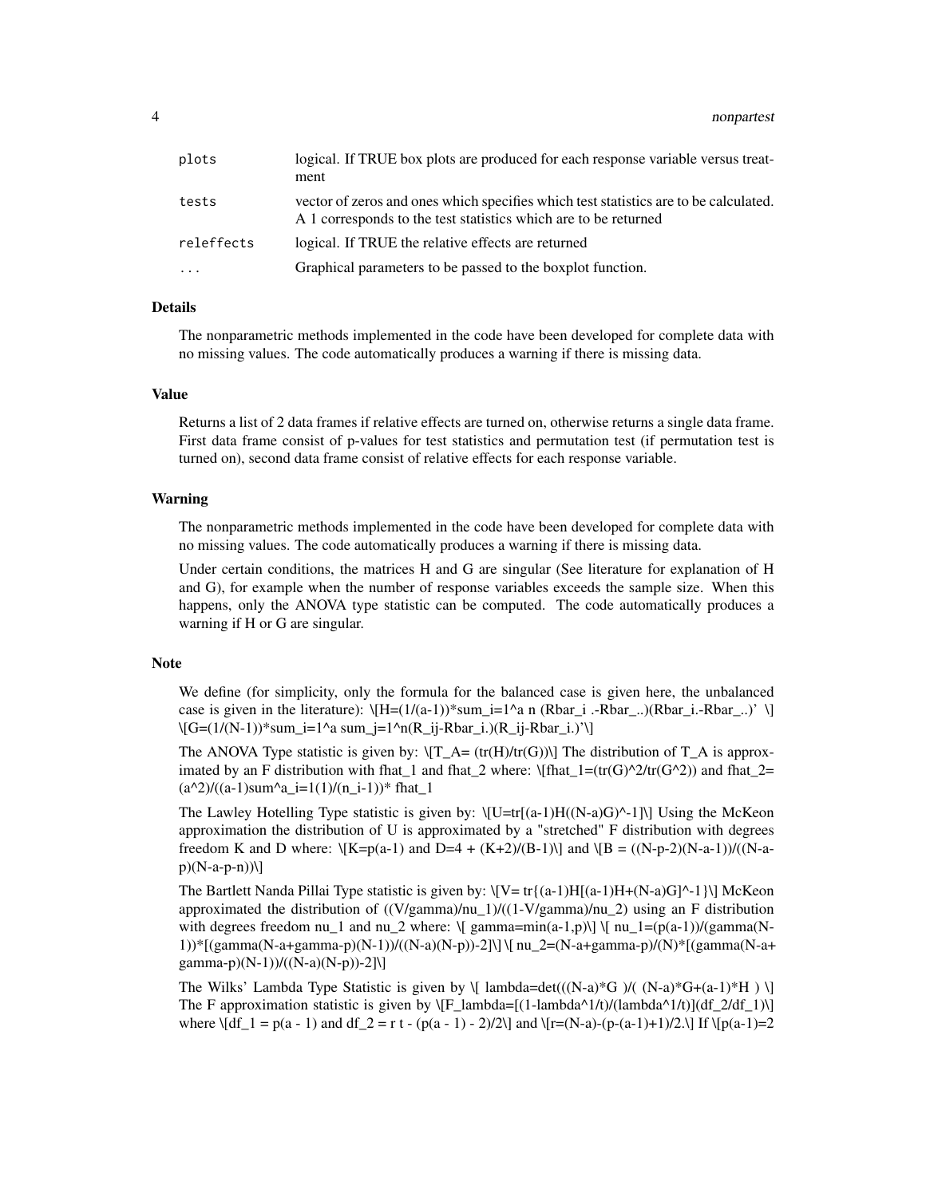| | |
|---|---|
| plots | logical. If TRUE box plots are produced for each response variable versus treatment |
| tests | vector of zeros and ones which specifies which test statistics are to be calculated. A 1 corresponds to the test statistics which are to be returned |
| releffects | logical. If TRUE the relative effects are returned |
| ... | Graphical parameters to be passed to the boxplot function. |

## Details

The nonparametric methods implemented in the code have been developed for complete data with no missing values. The code automatically produces a warning if there is missing data.

## Value

Returns a list of 2 data frames if relative effects are turned on, otherwise returns a single data frame. First data frame consist of p-values for test statistics and permutation test (if permutation test is turned on), second data frame consist of relative effects for each response variable.

## Warning

The nonparametric methods implemented in the code have been developed for complete data with no missing values. The code automatically produces a warning if there is missing data.

Under certain conditions, the matrices H and G are singular (See literature for explanation of H and G), for example when the number of response variables exceeds the sample size. When this happens, only the ANOVA type statistic can be computed. The code automatically produces a warning if H or G are singular.

## Note

We define (for simplicity, only the formula for the balanced case is given here, the unbalanced case is given in the literature): \[H=(1/(a-1))*sum_i=1^a n (Rbar_i .-Rbar_..)(Rbar_i.-Rbar_..)' \] \[G=(1/(N-1))*sum_i=1^a sum_j=1^n(R_ij-Rbar_i.)(R_ij-Rbar_i.)'\]

The ANOVA Type statistic is given by: \[T_A= (tr(H)/tr(G))\] The distribution of T_A is approximated by an F distribution with fhat_1 and fhat_2 where: \[fhat_1=(tr(G)^2/tr(G^2)) and fhat_2= (a^2)/((a-1)sum^a_i=1(1)/(n_i-1))* fhat_1

The Lawley Hotelling Type statistic is given by: \[U=tr[(a-1)H((N-a)G)^-1]\] Using the McKeon approximation the distribution of U is approximated by a "stretched" F distribution with degrees freedom K and D where: \[K=p(a-1) and D=4 + (K+2)/(B-1)\] and \[B = ((N-p-2)(N-a-1))/((N-a-p)(N-a-p-n))\]

The Bartlett Nanda Pillai Type statistic is given by: \[V= tr{(a-1)H[(a-1)H+(N-a)G]^-1}\] McKeon approximated the distribution of ((V/gamma)/nu_1)/((1-V/gamma)/nu_2) using an F distribution with degrees freedom nu_1 and nu_2 where: \[ gamma=min(a-1,p)\] \[ nu_1=(p(a-1))/(gamma(N-1))*[(gamma(N-a+gamma-p)(N-1))/((N-a)(N-p))-2]\] \[ nu_2=(N-a+gamma-p)/(N)*[(gamma(N-a+gamma-p)(N-1))/((N-a)(N-p))-2]\]

The Wilks' Lambda Type Statistic is given by \[ lambda=det(((N-a)*G )/( (N-a)*G+(a-1)*H ) \] The F approximation statistic is given by \[F_lambda=[(1-lambda^1/t)/(lambda^1/t)](df_2/df_1)\] where \[df_1 = p(a - 1) and df_2 = r t - (p(a - 1) - 2)/2\] and \[r=(N-a)-(p-(a-1)+1)/2.\] If \[p(a-1)=2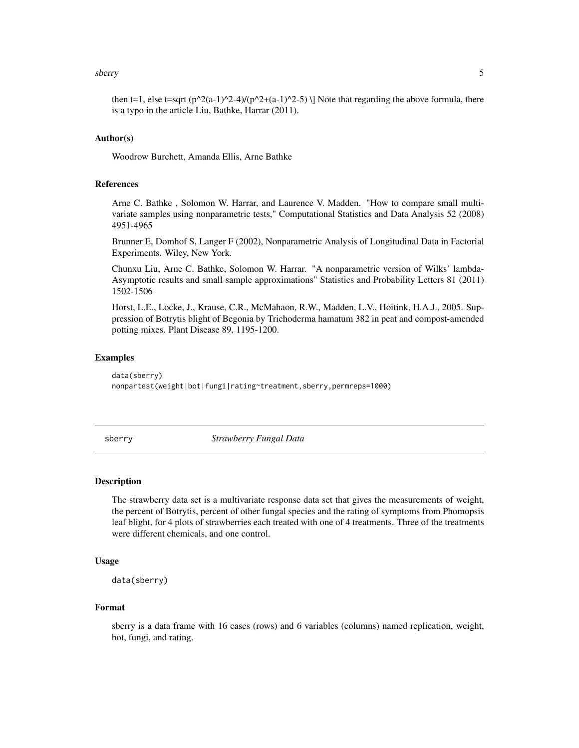then t=1, else t=sqrt (p^2(a-1)^2-4)/(p^2+(a-1)^2-5) \] Note that regarding the above formula, there is a typo in the article Liu, Bathke, Harrar (2011).

### Author(s)

Woodrow Burchett, Amanda Ellis, Arne Bathke

### References

Arne C. Bathke , Solomon W. Harrar, and Laurence V. Madden. "How to compare small multivariate samples using nonparametric tests," Computational Statistics and Data Analysis 52 (2008) 4951-4965

Brunner E, Domhof S, Langer F (2002), Nonparametric Analysis of Longitudinal Data in Factorial Experiments. Wiley, New York.

Chunxu Liu, Arne C. Bathke, Solomon W. Harrar. "A nonparametric version of Wilks' lambda-Asymptotic results and small sample approximations" Statistics and Probability Letters 81 (2011) 1502-1506

Horst, L.E., Locke, J., Krause, C.R., McMahaon, R.W., Madden, L.V., Hoitink, H.A.J., 2005. Suppression of Botrytis blight of Begonia by Trichoderma hamatum 382 in peat and compost-amended potting mixes. Plant Disease 89, 1195-1200.

### Examples

```
data(sberry)
nonpartest(weight|bot|fungi|rating~treatment,sberry,permreps=1000)
```

---

## sberry *Strawberry Fungal Data*

### Description

The strawberry data set is a multivariate response data set that gives the measurements of weight, the percent of Botrytis, percent of other fungal species and the rating of symptoms from Phomopsis leaf blight, for 4 plots of strawberries each treated with one of 4 treatments. Three of the treatments were different chemicals, and one control.

### Usage

```
data(sberry)
```

### Format

sberry is a data frame with 16 cases (rows) and 6 variables (columns) named replication, weight, bot, fungi, and rating.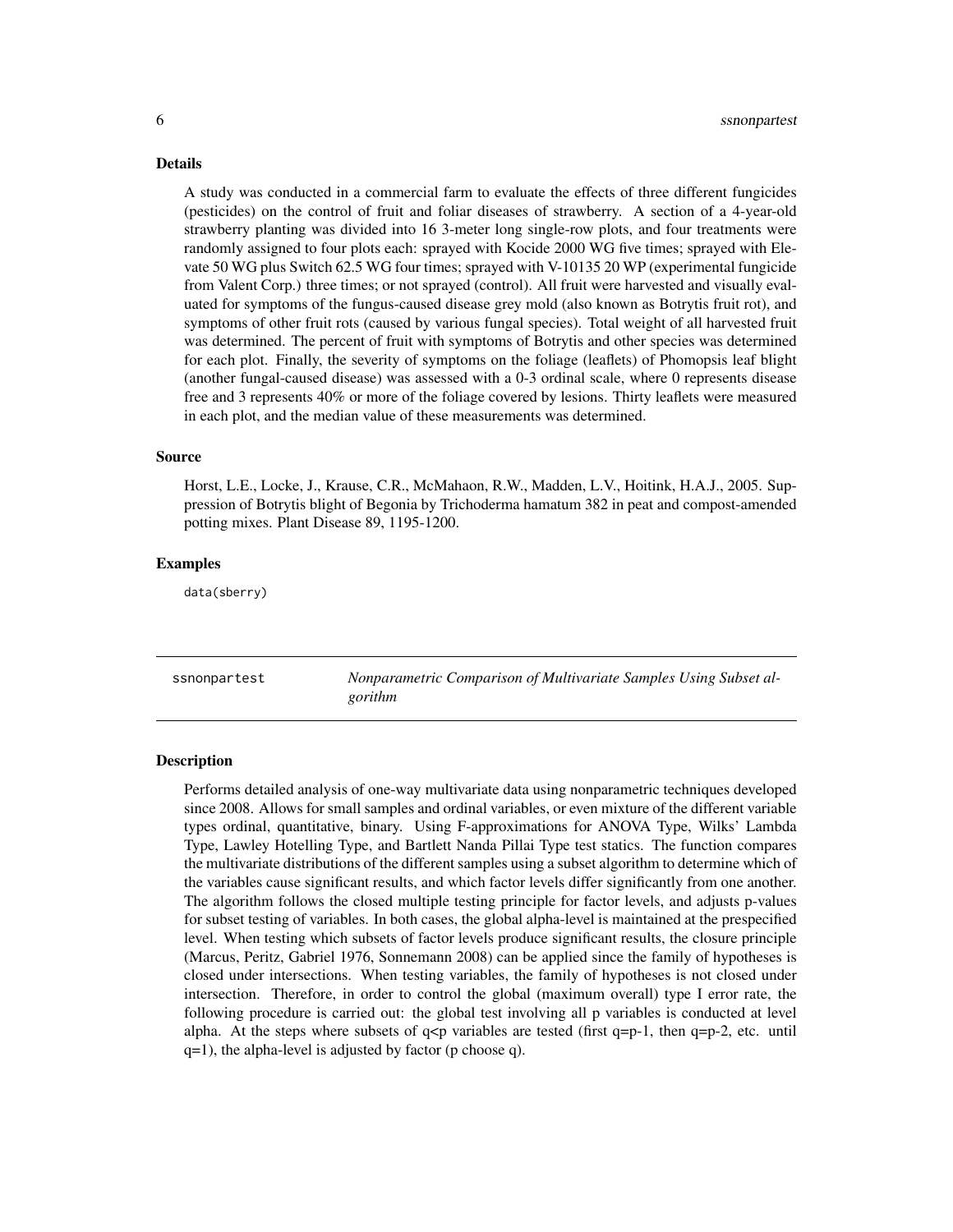## Details

A study was conducted in a commercial farm to evaluate the effects of three different fungicides (pesticides) on the control of fruit and foliar diseases of strawberry. A section of a 4-year-old strawberry planting was divided into 16 3-meter long single-row plots, and four treatments were randomly assigned to four plots each: sprayed with Kocide 2000 WG five times; sprayed with Elevate 50 WG plus Switch 62.5 WG four times; sprayed with V-10135 20 WP (experimental fungicide from Valent Corp.) three times; or not sprayed (control). All fruit were harvested and visually evaluated for symptoms of the fungus-caused disease grey mold (also known as Botrytis fruit rot), and symptoms of other fruit rots (caused by various fungal species). Total weight of all harvested fruit was determined. The percent of fruit with symptoms of Botrytis and other species was determined for each plot. Finally, the severity of symptoms on the foliage (leaflets) of Phomopsis leaf blight (another fungal-caused disease) was assessed with a 0-3 ordinal scale, where 0 represents disease free and 3 represents 40% or more of the foliage covered by lesions. Thirty leaflets were measured in each plot, and the median value of these measurements was determined.

## Source

Horst, L.E., Locke, J., Krause, C.R., McMahaon, R.W., Madden, L.V., Hoitink, H.A.J., 2005. Suppression of Botrytis blight of Begonia by Trichoderma hamatum 382 in peat and compost-amended potting mixes. Plant Disease 89, 1195-1200.

## Examples

```
data(sberry)
```

---

# ssnonpartest — *Nonparametric Comparison of Multivariate Samples Using Subset algorithm*

## Description

Performs detailed analysis of one-way multivariate data using nonparametric techniques developed since 2008. Allows for small samples and ordinal variables, or even mixture of the different variable types ordinal, quantitative, binary. Using F-approximations for ANOVA Type, Wilks' Lambda Type, Lawley Hotelling Type, and Bartlett Nanda Pillai Type test statics. The function compares the multivariate distributions of the different samples using a subset algorithm to determine which of the variables cause significant results, and which factor levels differ significantly from one another. The algorithm follows the closed multiple testing principle for factor levels, and adjusts p-values for subset testing of variables. In both cases, the global alpha-level is maintained at the prespecified level. When testing which subsets of factor levels produce significant results, the closure principle (Marcus, Peritz, Gabriel 1976, Sonnemann 2008) can be applied since the family of hypotheses is closed under intersections. When testing variables, the family of hypotheses is not closed under intersection. Therefore, in order to control the global (maximum overall) type I error rate, the following procedure is carried out: the global test involving all p variables is conducted at level alpha. At the steps where subsets of $q<p$ variables are tested (first $q=p-1$, then $q=p-2$, etc. until $q=1$), the alpha-level is adjusted by factor (p choose q).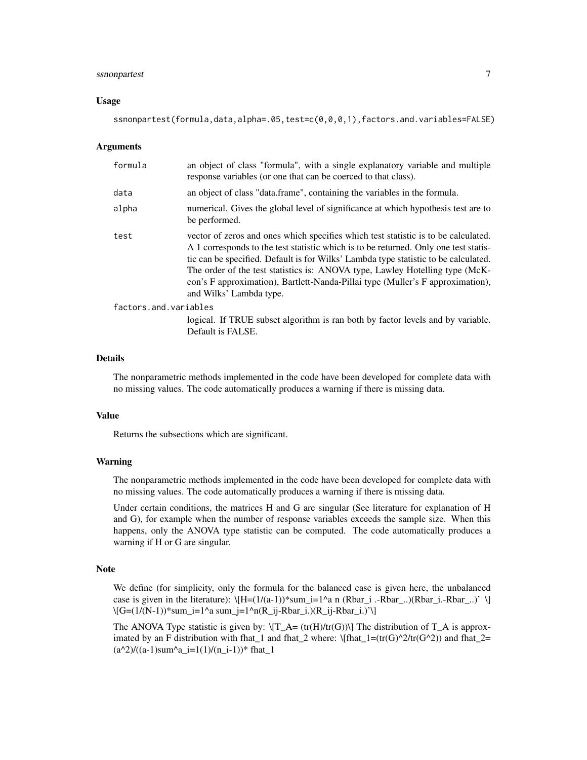### Usage

```
ssnonpartest(formula,data,alpha=.05,test=c(0,0,0,1),factors.and.variables=FALSE)
```

### Arguments

| | |
|---|---|
| formula | an object of class "formula", with a single explanatory variable and multiple response variables (or one that can be coerced to that class). |
| data | an object of class "data.frame", containing the variables in the formula. |
| alpha | numerical. Gives the global level of significance at which hypothesis test are to be performed. |
| test | vector of zeros and ones which specifies which test statistic is to be calculated. A 1 corresponds to the test statistic which is to be returned. Only one test statistic can be specified. Default is for Wilks' Lambda type statistic to be calculated. The order of the test statistics is: ANOVA type, Lawley Hotelling type (McKeon's F approximation), Bartlett-Nanda-Pillai type (Muller's F approximation), and Wilks' Lambda type. |
| factors.and.variables | logical. If TRUE subset algorithm is ran both by factor levels and by variable. Default is FALSE. |

### Details

The nonparametric methods implemented in the code have been developed for complete data with no missing values. The code automatically produces a warning if there is missing data.

### Value

Returns the subsections which are significant.

### Warning

The nonparametric methods implemented in the code have been developed for complete data with no missing values. The code automatically produces a warning if there is missing data.

Under certain conditions, the matrices H and G are singular (See literature for explanation of H and G), for example when the number of response variables exceeds the sample size. When this happens, only the ANOVA type statistic can be computed. The code automatically produces a warning if H or G are singular.

### Note

We define (for simplicity, only the formula for the balanced case is given here, the unbalanced case is given in the literature): \[H=(1/(a-1))*sum_i=1^a n (Rbar_i .-Rbar_..)(Rbar_i.-Rbar_..)' \] \[G=(1/(N-1))*sum_i=1^a sum_j=1^n(R_ij-Rbar_i.)(R_ij-Rbar_i.)'\]

The ANOVA Type statistic is given by: \[T_A= (tr(H)/tr(G))\] The distribution of T_A is approximated by an F distribution with fhat_1 and fhat_2 where: \[fhat_1=(tr(G)^2/tr(G^2)) and fhat_2= (a^2)/((a-1)sum^a_i=1(1)/(n_i-1))* fhat_1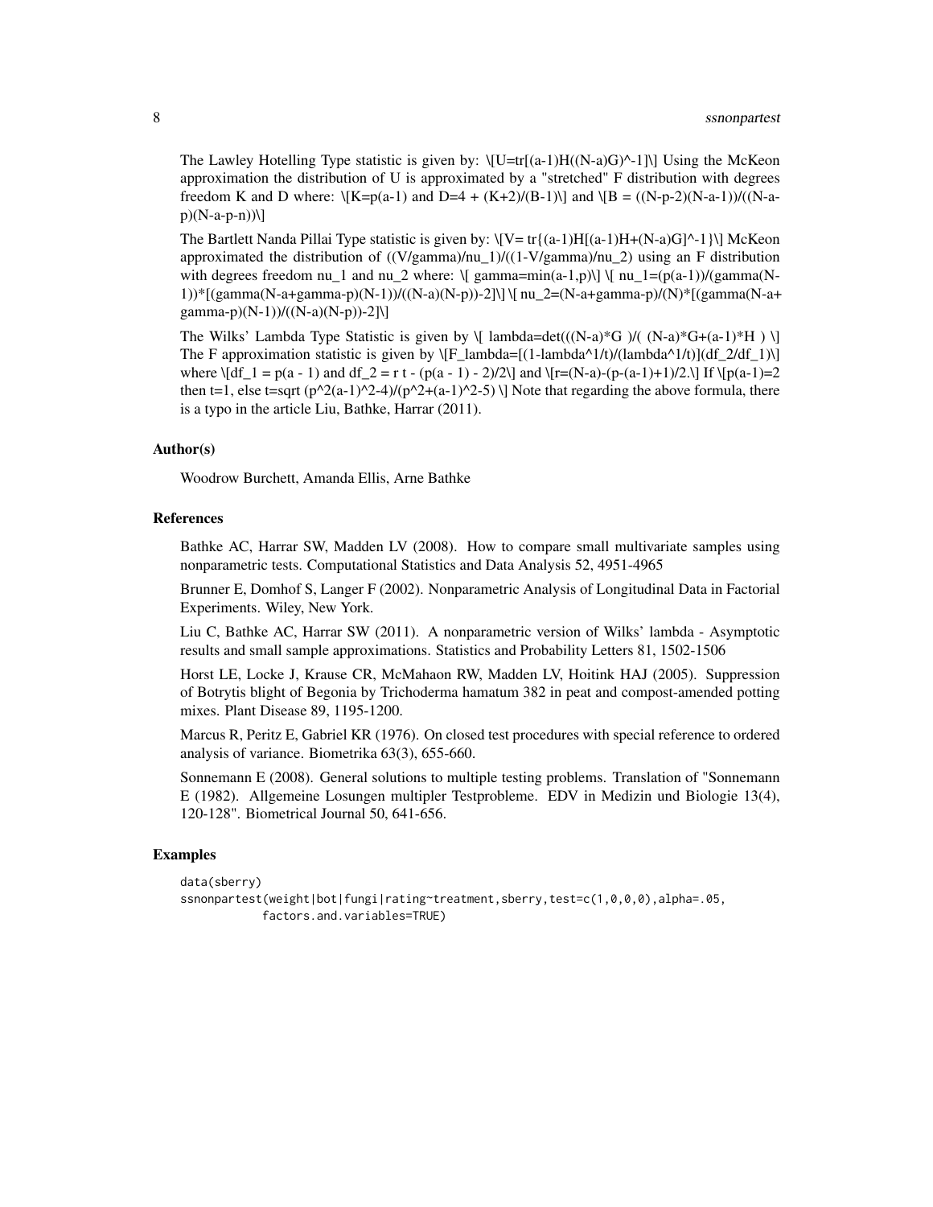The Lawley Hotelling Type statistic is given by: \[U=tr[(a-1)H((N-a)G)^-1]\] Using the McKeon approximation the distribution of U is approximated by a "stretched" F distribution with degrees freedom K and D where: \[K=p(a-1) and D=4 + (K+2)/(B-1)\] and \[B = ((N-p-2)(N-a-1))/((N-a-p)(N-a-p-n))\]

The Bartlett Nanda Pillai Type statistic is given by: \[V= tr{(a-1)H[(a-1)H+(N-a)G]^-1}\] McKeon approximated the distribution of ((V/gamma)/nu_1)/((1-V/gamma)/nu_2) using an F distribution with degrees freedom nu_1 and nu_2 where: \[ gamma=min(a-1,p)\] \[ nu_1=(p(a-1))/(gamma(N-1))*[(gamma(N-a+gamma-p)(N-1))/((N-a)(N-p))-2]\] \[ nu_2=(N-a+gamma-p)/(N)*[(gamma(N-a+gamma-p)(N-1))/((N-a)(N-p))-2]\]

The Wilks' Lambda Type Statistic is given by \[ lambda=det(((N-a)*G )/( (N-a)*G+(a-1)*H ) \] The F approximation statistic is given by \[F_lambda=[(1-lambda^1/t)/(lambda^1/t)](df_2/df_1)\] where \[df_1 = p(a - 1) and df_2 = r t - (p(a - 1) - 2)/2\] and \[r=(N-a)-(p-(a-1)+1)/2.\] If \[p(a-1)=2 then t=1, else t=sqrt (p^2(a-1)^2-4)/(p^2+(a-1)^2-5) \] Note that regarding the above formula, there is a typo in the article Liu, Bathke, Harrar (2011).

### Author(s)

Woodrow Burchett, Amanda Ellis, Arne Bathke

### References

Bathke AC, Harrar SW, Madden LV (2008). How to compare small multivariate samples using nonparametric tests. Computational Statistics and Data Analysis 52, 4951-4965

Brunner E, Domhof S, Langer F (2002). Nonparametric Analysis of Longitudinal Data in Factorial Experiments. Wiley, New York.

Liu C, Bathke AC, Harrar SW (2011). A nonparametric version of Wilks' lambda - Asymptotic results and small sample approximations. Statistics and Probability Letters 81, 1502-1506

Horst LE, Locke J, Krause CR, McMahaon RW, Madden LV, Hoitink HAJ (2005). Suppression of Botrytis blight of Begonia by Trichoderma hamatum 382 in peat and compost-amended potting mixes. Plant Disease 89, 1195-1200.

Marcus R, Peritz E, Gabriel KR (1976). On closed test procedures with special reference to ordered analysis of variance. Biometrika 63(3), 655-660.

Sonnemann E (2008). General solutions to multiple testing problems. Translation of "Sonnemann E (1982). Allgemeine Losungen multipler Testprobleme. EDV in Medizin und Biologie 13(4), 120-128". Biometrical Journal 50, 641-656.

### Examples

```
data(sberry)
ssnonpartest(weight|bot|fungi|rating~treatment,sberry,test=c(1,0,0,0),alpha=.05,
            factors.and.variables=TRUE)
```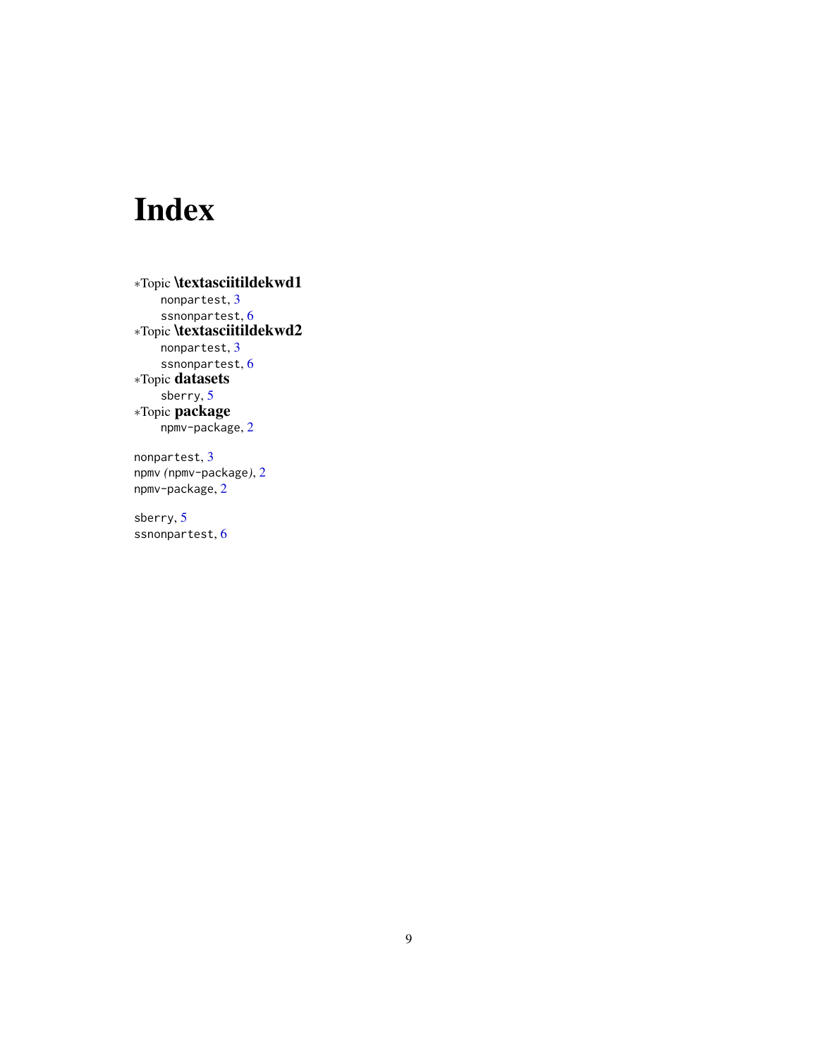# Index

∗Topic **\textasciitildekwd1**
  nonpartest, 3
  ssnonpartest, 6
∗Topic **\textasciitildekwd2**
  nonpartest, 3
  ssnonpartest, 6
∗Topic **datasets**
  sberry, 5
∗Topic **package**
  npmv-package, 2

nonpartest, 3
npmv *(*npmv-package*)*, 2
npmv-package, 2

sberry, 5
ssnonpartest, 6